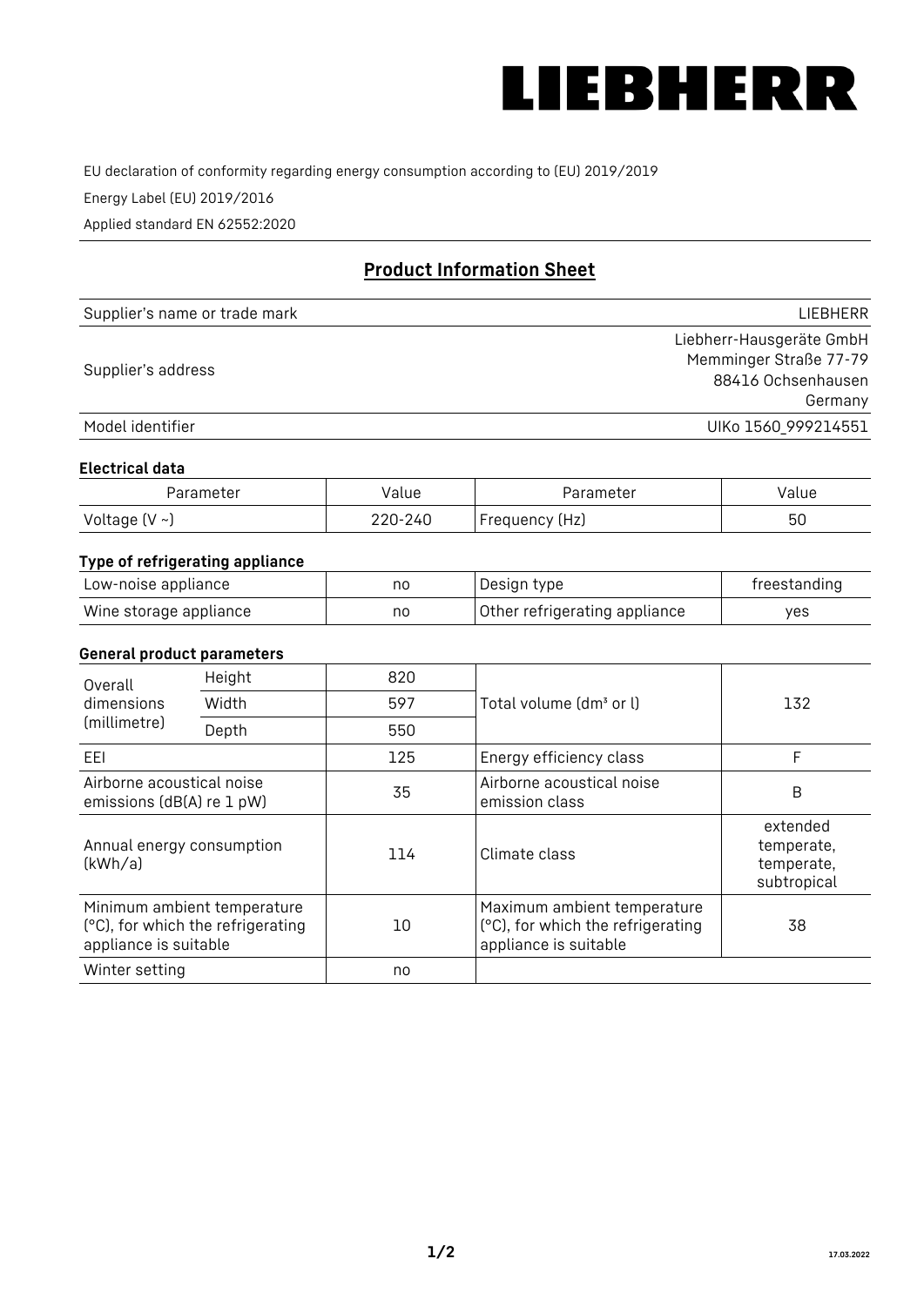LIEBHERR

EU declaration of conformity regarding energy consumption according to (EU) 2019/2019

Energy Label (EU) 2019/2016

Applied standard EN 62552:2020

## Product Information Sheet

| | |
|---|---|
| Supplier's name or trade mark | LIEBHERR |
| Supplier's address | Liebherr-Hausgeräte GmbH<br>Memminger Straße 77-79<br>88416 Ochsenhausen<br>Germany |
| Model identifier | UIKo 1560_999214551 |

### Electrical data

| Parameter | Value | Parameter | Value |
|---|---|---|---|
| Voltage (V ~) | 220-240 | Frequency (Hz) | 50 |

### Type of refrigerating appliance

| | | | |
|---|---|---|---|
| Low-noise appliance | no | Design type | freestanding |
| Wine storage appliance | no | Other refrigerating appliance | yes |

### General product parameters

| | | | | |
|---|---|---|---|---|
| Overall dimensions (millimetre) | Height | 820 | Total volume (dm³ or l) | 132 |
| | Width | 597 | | |
| | Depth | 550 | | |
| EEI | | 125 | Energy efficiency class | F |
| Airborne acoustical noise emissions (dB(A) re 1 pW) | | 35 | Airborne acoustical noise emission class | B |
| Annual energy consumption (kWh/a) | | 114 | Climate class | extended temperate, temperate, subtropical |
| Minimum ambient temperature (°C), for which the refrigerating appliance is suitable | | 10 | Maximum ambient temperature (°C), for which the refrigerating appliance is suitable | 38 |
| Winter setting | | no | | |

17.03.2022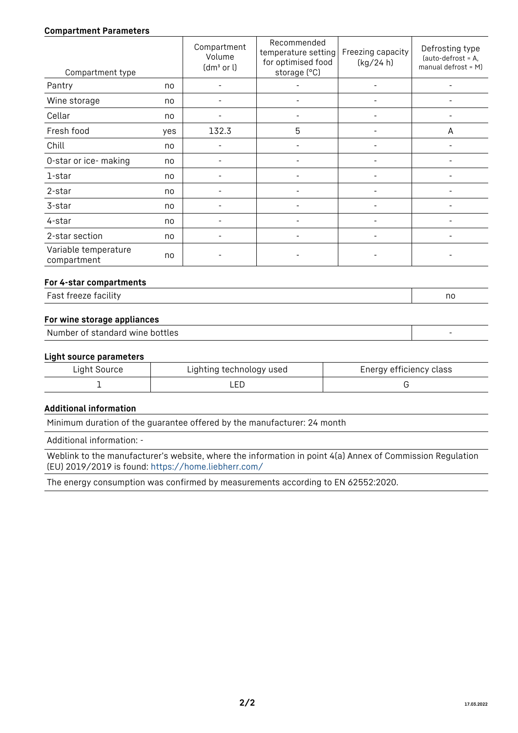**Compartment Parameters**

| Compartment type | | Compartment Volume (dm³ or l) | Recommended temperature setting for optimised food storage (°C) | Freezing capacity (kg/24 h) | Defrosting type (auto-defrost = A, manual defrost = M) |
|---|---|---|---|---|---|
| Pantry | no | - | - | - | - |
| Wine storage | no | - | - | - | - |
| Cellar | no | - | - | - | - |
| Fresh food | yes | 132.3 | 5 | - | A |
| Chill | no | - | - | - | - |
| 0-star or ice- making | no | - | - | - | - |
| 1-star | no | - | - | - | - |
| 2-star | no | - | - | - | - |
| 3-star | no | - | - | - | - |
| 4-star | no | - | - | - | - |
| 2-star section | no | - | - | - | - |
| Variable temperature compartment | no | - | - | - | - |

**For 4-star compartments**

| | |
|---|---|
| Fast freeze facility | no |

**For wine storage appliances**

| | |
|---|---|
| Number of standard wine bottles | - |

**Light source parameters**

| Light Source | Lighting technology used | Energy efficiency class |
|---|---|---|
| 1 | LED | G |

**Additional information**

Minimum duration of the guarantee offered by the manufacturer: 24 month

Additional information: -

Weblink to the manufacturer's website, where the information in point 4(a) Annex of Commission Regulation (EU) 2019/2019 is found: https://home.liebherr.com/

The energy consumption was confirmed by measurements according to EN 62552:2020.

17.03.2022